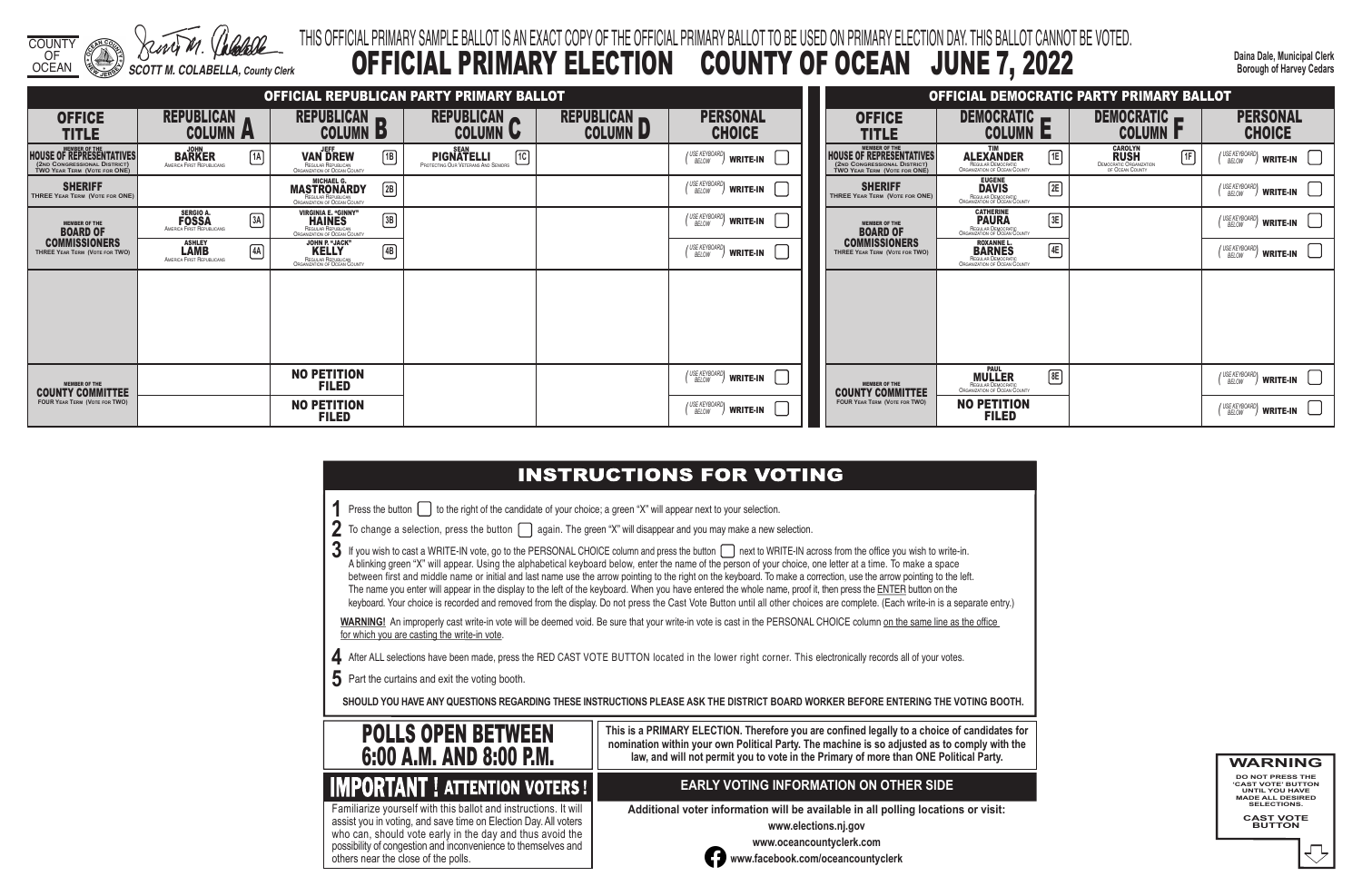COUNTY OF OCEAN

SCOTT M. COLABELLA, County Clerk

THIS OFFICIAL PRIMARY SAMPLE BALLOT IS AN EXACT COPY OF THE OFFICIAL PRIMARY BALLOT TO BE USED ON PRIMARY ELECTION DAY. THIS BALLOT CANNOT BE VOTED.

# OFFICIAL PRIMARY ELECTION COUNTY OF OCEAN JUNE 7, 2022

**Daina Dale, Municipal Clerk**
**Borough of Harvey Cedars**

## OFFICIAL REPUBLICAN PARTY PRIMARY BALLOT

| OFFICE TITLE | REPUBLICAN COLUMN A | REPUBLICAN COLUMN B | REPUBLICAN COLUMN C | REPUBLICAN COLUMN D | PERSONAL CHOICE |
|---|---|---|---|---|---|
| MEMBER OF THE HOUSE OF REPRESENTATIVES (2ND CONGRESSIONAL DISTRICT) TWO YEAR TERM (VOTE FOR ONE) | 1A JOHN BARKER America First Republicans | 1B JEFF VAN DREW Regular Republican Organization of Ocean County | 1C SEAN PIGNATELLI Protecting Our Veterans And Seniors | | (USE KEYBOARD BELOW) WRITE-IN |
| SHERIFF THREE YEAR TERM (VOTE FOR ONE) | | 2B MICHAEL G. MASTRONARDY Regular Republican Organization of Ocean County | | | (USE KEYBOARD BELOW) WRITE-IN |
| MEMBER OF THE BOARD OF COMMISSIONERS THREE YEAR TERM (VOTE FOR TWO) | 3A SERGIO A. FOSSA America First Republicans | 3B VIRGINIA E. "GINNY" HAINES Regular Republican Organization of Ocean County | | | (USE KEYBOARD BELOW) WRITE-IN |
| | 4A ASHLEY LAMB America First Republicans | 4B JOHN P. "JACK" KELLY Regular Republican Organization of Ocean County | | | (USE KEYBOARD BELOW) WRITE-IN |
| MEMBER OF THE COUNTY COMMITTEE FOUR YEAR TERM (VOTE FOR TWO) | | NO PETITION FILED | | | (USE KEYBOARD BELOW) WRITE-IN |
| | | NO PETITION FILED | | | (USE KEYBOARD BELOW) WRITE-IN |

## OFFICIAL DEMOCRATIC PARTY PRIMARY BALLOT

| OFFICE TITLE | DEMOCRATIC COLUMN E | DEMOCRATIC COLUMN F | PERSONAL CHOICE |
|---|---|---|---|
| MEMBER OF THE HOUSE OF REPRESENTATIVES (2ND CONGRESSIONAL DISTRICT) TWO YEAR TERM (VOTE FOR ONE) | 1E TIM ALEXANDER Regular Democratic Organization of Ocean County | 1F CAROLYN RUSH Democratic Organization of Ocean County | (USE KEYBOARD BELOW) WRITE-IN |
| SHERIFF THREE YEAR TERM (VOTE FOR ONE) | 2E EUGENE DAVIS Regular Democratic Organization of Ocean County | | (USE KEYBOARD BELOW) WRITE-IN |
| MEMBER OF THE BOARD OF COMMISSIONERS THREE YEAR TERM (VOTE FOR TWO) | 3E CATHERINE PAURA Regular Democratic Organization of Ocean County | | (USE KEYBOARD BELOW) WRITE-IN |
| | 4E ROXANNE L. BARNES Regular Democratic Organization of Ocean County | | (USE KEYBOARD BELOW) WRITE-IN |
| MEMBER OF THE COUNTY COMMITTEE FOUR YEAR TERM (VOTE FOR TWO) | 8E PAUL MULLER Regular Democratic Organization of Ocean County | | (USE KEYBOARD BELOW) WRITE-IN |
| | NO PETITION FILED | | (USE KEYBOARD BELOW) WRITE-IN |

## INSTRUCTIONS FOR VOTING

1. Press the button ☐ to the right of the candidate of your choice; a green "X" will appear next to your selection.
2. To change a selection, press the button ☐ again. The green "X" will disappear and you may make a new selection.
3. If you wish to cast a WRITE-IN vote, go to the PERSONAL CHOICE column and press the button ☐ next to WRITE-IN across from the office you wish to write-in. A blinking green "X" will appear. Using the alphabetical keyboard below, enter the name of the person of your choice, one letter at a time. To make a space between first and middle name or initial and last name use the arrow pointing to the right on the keyboard. To make a correction, use the arrow pointing to the left. The name you enter will appear in the display to the left of the keyboard. When you have entered the whole name, proof it, then press the ENTER button on the keyboard. Your choice is recorded and removed from the display. Do not press the Cast Vote Button until all other choices are complete. (Each write-in is a separate entry.)

**WARNING!** An improperly cast write-in vote will be deemed void. Be sure that your write-in vote is cast in the PERSONAL CHOICE column on the same line as the office for which you are casting the write-in vote.

4. After ALL selections have been made, press the RED CAST VOTE BUTTON located in the lower right corner. This electronically records all of your votes.
5. Part the curtains and exit the voting booth.

**SHOULD YOU HAVE ANY QUESTIONS REGARDING THESE INSTRUCTIONS PLEASE ASK THE DISTRICT BOARD WORKER BEFORE ENTERING THE VOTING BOOTH.**

## POLLS OPEN BETWEEN 6:00 A.M. AND 8:00 P.M.

**This is a PRIMARY ELECTION. Therefore you are confined legally to a choice of candidates for nomination within your own Political Party. The machine is so adjusted as to comply with the law, and will not permit you to vote in the Primary of more than ONE Political Party.**

## IMPORTANT ! ATTENTION VOTERS !

Familiarize yourself with this ballot and instructions. It will assist you in voting, and save time on Election Day. All voters who can, should vote early in the day and thus avoid the possibility of congestion and inconvenience to themselves and others near the close of the polls.

## EARLY VOTING INFORMATION ON OTHER SIDE

**Additional voter information will be available in all polling locations or visit:**

**www.elections.nj.gov**

**www.oceancountyclerk.com**

**www.facebook.com/oceancountyclerk**

**WARNING**

DO NOT PRESS THE 'CAST VOTE' BUTTON UNTIL YOU HAVE MADE ALL DESIRED SELECTIONS.

CAST VOTE BUTTON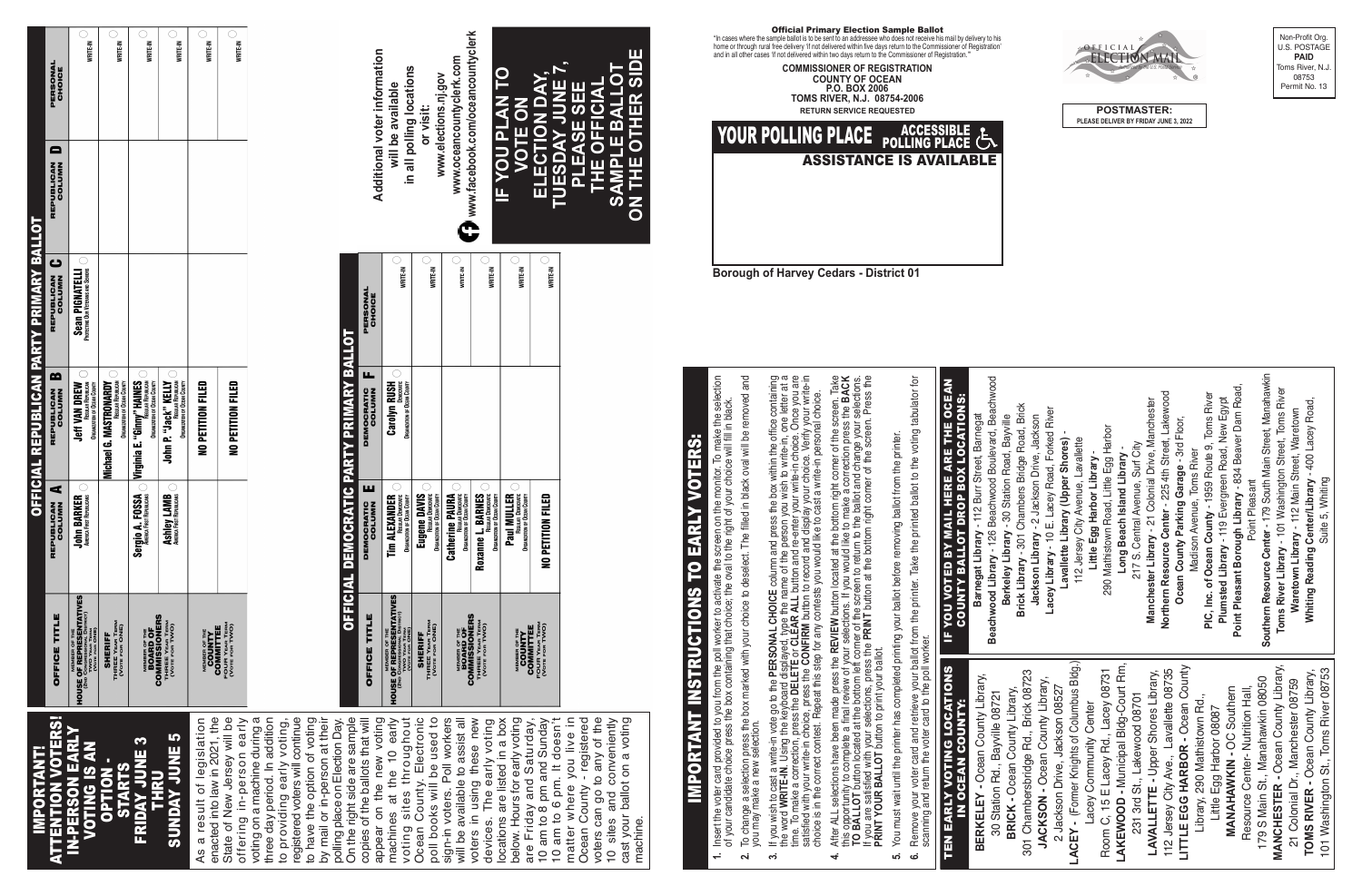# IMPORTANT! ATTENTION VOTERS! IN-PERSON EARLY VOTING IS AN OPTION - STARTS FRIDAY JUNE 3 THRU SUNDAY JUNE 5

As a result of legislation enacted into law in 2021, the State of New Jersey will be offering in-person early voting on a machine during a three day period. In addition to providing early voting, registered voters will continue to have the option of voting by mail or in-person at their polling place on Election Day. On the right side are sample copies of the ballots that will appear on the new voting machines at the 10 early voting sites throughout Ocean County. Electronic poll books will be used to sign-in voters. Poll workers will be available to assist all voters in using these new devices. The early voting locations are listed in a box below. Hours for early voting are Friday and Saturday, 10 am to 8 pm and Sunday 10 am to 6 pm. It doesn't matter where you live in Ocean County - registered voters can go to any of the 10 sites and conveniently cast your ballot on a voting machine.

## OFFICIAL REPUBLICAN PARTY PRIMARY BALLOT

| OFFICE TITLE | REPUBLICAN COLUMN A | REPUBLICAN COLUMN B | REPUBLICAN COLUMN C | REPUBLICAN COLUMN D | PERSONAL CHOICE |
|---|---|---|---|---|---|
| MEMBER OF THE HOUSE OF REPRESENTATIVES (2nd Congressional District) Two Year Term (Vote for ONE) | John BARKER (America First Republicans) | Jeff VAN DREW (Regular Republican Organization of Ocean County) | Sean PIGNATELLI (Protecting Our Veterans and Seniors) | | WRITE-IN |
| SHERIFF Three Year Term (Vote for ONE) | | Michael G. MASTRONARDY (Regular Republican Organization of Ocean County) | | | WRITE-IN |
| MEMBER OF THE BOARD OF COMMISSIONERS Three Year Term (Vote for TWO) | Sergio A. FOSSA (America First Republicans) | Virginia E. "Ginny" HAINES (Regular Republican Organization of Ocean County) | | | WRITE-IN |
| | Ashley LAMB (America First Republicans) | John P. "Jack" KELLY (Regular Republican Organization of Ocean County) | | | WRITE-IN |
| MEMBER OF THE COUNTY COMMITTEE Four Year Term (Vote for TWO) | | NO PETITION FILED | | | WRITE-IN |
| | | NO PETITION FILED | | | WRITE-IN |

## OFFICIAL DEMOCRATIC PARTY PRIMARY BALLOT

| OFFICE TITLE | DEMOCRATIC COLUMN E | DEMOCRATIC COLUMN F | PERSONAL CHOICE |
|---|---|---|---|
| MEMBER OF THE HOUSE OF REPRESENTATIVES (2nd Congressional District) Two Year Term (Vote for ONE) | Tim ALEXANDER (Regular Democratic Organization of Ocean County) | Carolyn RUSH (Democratic Organization of Ocean County) | WRITE-IN |
| SHERIFF Three Year Term (Vote for ONE) | Eugene DAVIS (Regular Democratic Organization of Ocean County) | | WRITE-IN |
| MEMBER OF THE BOARD OF COMMISSIONERS Three Year Term (Vote for TWO) | Catherine PAURA (Regular Democratic Organization of Ocean County) | | WRITE-IN |
| | Roxanne L. BARNES (Regular Democratic Organization of Ocean County) | | WRITE-IN |
| MEMBER OF THE COUNTY COMMITTEE Four Year Term (Vote for TWO) | Paul MULLER (Regular Democratic Organization of Ocean County) | | WRITE-IN |
| | NO PETITION FILED | | WRITE-IN |

Additional voter information will be available in all polling locations or visit:
www.elections.nj.gov
www.oceancountyclerk.com
www.facebook.com/oceancountyclerk

**IF YOU PLAN TO VOTE ON ELECTION DAY, TUESDAY JUNE 7, PLEASE SEE THE OFFICIAL SAMPLE BALLOT ON THE OTHER SIDE**

## IMPORTANT INSTRUCTIONS TO EARLY VOTERS:

1. Insert the voter card provided to you from the poll worker to activate the screen on the monitor. To make the selection of your candidate choice press the box containing that choice; the oval to the right of your choice will fill in black.
2. To change a selection press the box marked with your choice to deselect. The filled in black oval will be removed and you may make a new selection.
3. If you wish to cast a write-in vote go to the **PERSONAL CHOICE** column and press the box within the office containing the word **WRITE-IN**. Using the keyboard displayed, type the name of the person you wish to write-in, one letter at a time. To make a correction, press the **DELETE** or **CLEAR ALL** button and re-enter your write-in choice. Once you are satisfied with your write-in choice, press the **CONFIRM** button to record and display your choice. Verify your write-in choice is in the personal choice. Repeat this step for any contests you would like to cast a write-in personal choice.
4. After ALL selections have been made press the **REVIEW** button located at the bottom right corner of the screen. Take this opportunity to complete a final review of your selections. If you would like to make a correction press the **BACK TO BALLOT** button located at the bottom left corner of the screen to return to the ballot and change your selections. If you are satisfied with your selections, press the **PRINT** button at the bottom right corner of the screen. Press the **PRINT YOUR BALLOT** button to print your ballot.
5. You must wait until the printer has completed printing your ballot before removing ballot from the printer.
6. Remove your voter card and retrieve your ballot from the printer. Take the printed ballot to the voting tabulator for scanning and return the voter card to the poll worker.

### TEN EARLY VOTING LOCATIONS IN OCEAN COUNTY:

- **BERKELEY** - Ocean County Library, 30 Station Rd., Bayville 08721
- **BRICK** - Ocean County Library, 301 Chambersbridge Rd., Brick 08723
- **JACKSON** - Ocean County Library, 2 Jackson Drive, Jackson 08527
- **LACEY** - (Former Knights of Columbus Bldg.) Lacey Community Center Room C, 15 E Lacey Rd., Lacey 08731
- **LAKEWOOD** - Municipal Bldg-Court Rm, 231 3rd St., Lakewood 08701
- **LAVALLETTE** - Upper Shores Library, 112 Jersey City Ave., Lavallette 08735
- **LITTLE EGG HARBOR** - Ocean County Library, 290 Mathistown Rd., Little Egg Harbor 08087
- **MANAHAWKIN** - OC Southern Resource Center- Nutrition Hall, 179 S Main St., Manahawkin 08050
- **MANCHESTER** - Ocean County Library, 21 Colonial Dr., Manchester 08759
- **TOMS RIVER** - Ocean County Library, 101 Washington St., Toms River 08753

### IF YOU VOTED BY MAIL HERE ARE THE OCEAN COUNTY BALLOT DROP BOX LOCATIONS:

- **Barnegat Library** - 112 Burr Street, Barnegat
- **Beachwood Library** - 126 Beachwood Boulevard, Beachwood
- **Berkeley Library** - 30 Station Road, Bayville
- **Brick Library** - 301 Chambers Bridge Road, Brick
- **Jackson Library** - 2 Jackson Drive, Jackson
- **Lacey Library** - 10 E. Lacey Road, Forked River
- **Lavallette Library (Upper Shores)** - 112 Jersey City Avenue, Lavallette
- **Little Egg Harbor Library** - 290 Mathistown Road, Little Egg Harbor
- **Long Beach Island Library** - 217 S. Central Avenue, Surf City
- **Manchester Library** - 21 Colonial Drive, Manchester
- **Northern Resource Center** - 225 4th Street, Lakewood
- **Ocean County Parking Garage** - 3rd Floor, Madison Avenue, Toms River
- **PIC, Inc. of Ocean County** - 1959 Route 9, Toms River
- **Plumsted Library** - 119 Evergreen Road, New Egypt
- **Point Pleasant Borough Library** - 834 Beaver Dam Road, Point Pleasant
- **Southern Resource Center** - 179 South Main Street, Manahawkin
- **Toms River Library** - 101 Washington Street, Toms River
- **Waretown Library** - 112 Main Street, Waretown
- **Whiting Reading Center/Library** - 400 Lacey Road, Suite 5, Whiting

**Official Primary Election Sample Ballot**

"In cases where the sample ballot is to be sent to an addressee who does not receive his mail by delivery to his home or through rural free delivery 'If not delivered within five days return to the Commissioner of Registration' and in all other cases 'If not delivered within two days return to the Commissioner of Registration.'"

**COMMISSIONER OF REGISTRATION**
**COUNTY OF OCEAN**
**P.O. BOX 2006**
**TOMS RIVER, N.J. 08754-2006**
**RETURN SERVICE REQUESTED**

OFFICIAL ELECTION MAIL

Non-Profit Org.
U.S. POSTAGE
**PAID**
Toms River, N.J.
08753
Permit No. 13

**POSTMASTER:**
PLEASE DELIVER BY FRIDAY JUNE 3, 2022

**YOUR POLLING PLACE** — ACCESSIBLE POLLING PLACE
**ASSISTANCE IS AVAILABLE**

Borough of Harvey Cedars - District 01